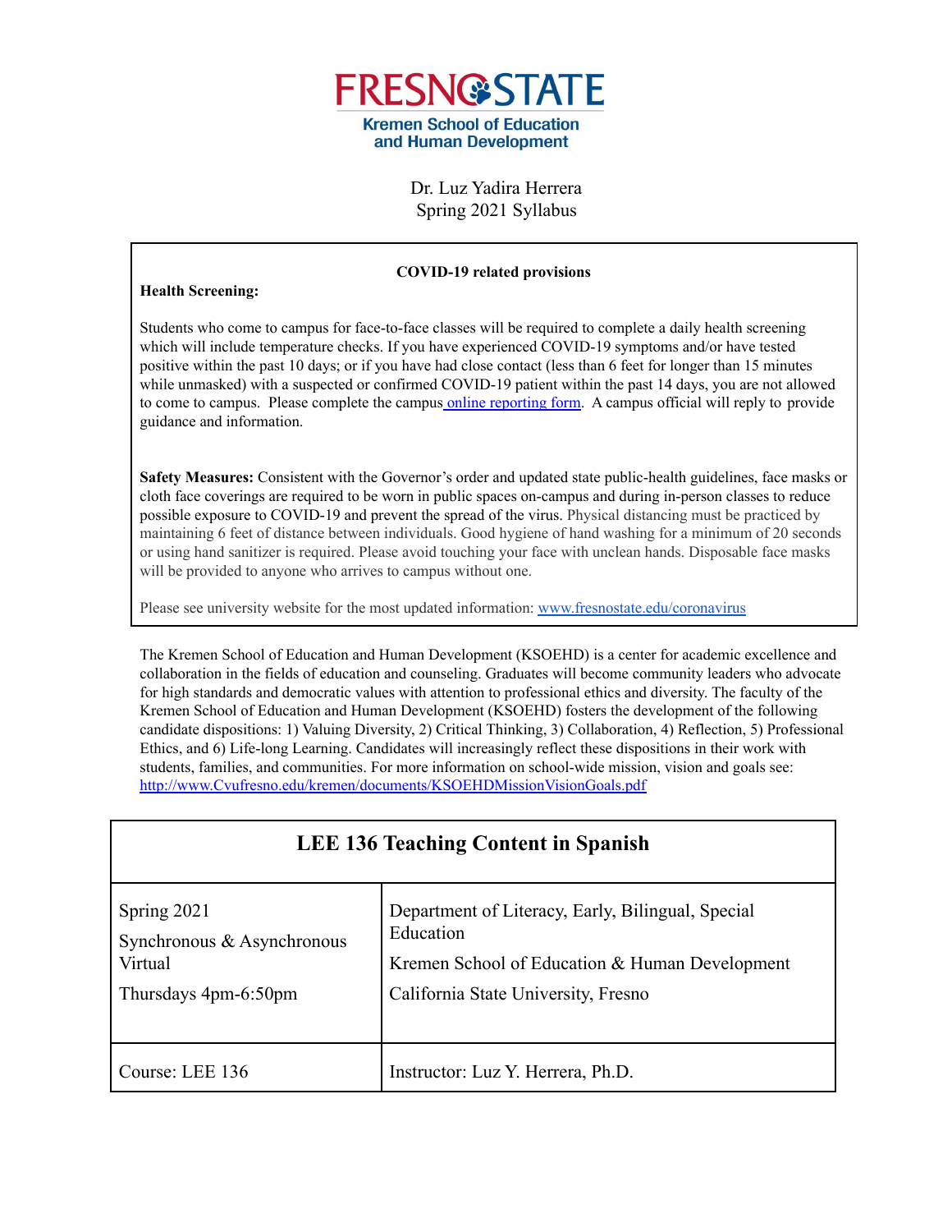FRESNO STATE

Kremen School of Education and Human Development

Dr. Luz Yadira Herrera
Spring 2021 Syllabus

**COVID-19 related provisions**

**Health Screening:**

Students who come to campus for face-to-face classes will be required to complete a daily health screening which will include temperature checks. If you have experienced COVID-19 symptoms and/or have tested positive within the past 10 days; or if you have had close contact (less than 6 feet for longer than 15 minutes while unmasked) with a suspected or confirmed COVID-19 patient within the past 14 days, you are not allowed to come to campus. Please complete the campus [online reporting form](). A campus official will reply to provide guidance and information.

**Safety Measures:** Consistent with the Governor's order and updated state public-health guidelines, face masks or cloth face coverings are required to be worn in public spaces on-campus and during in-person classes to reduce possible exposure to COVID-19 and prevent the spread of the virus. Physical distancing must be practiced by maintaining 6 feet of distance between individuals. Good hygiene of hand washing for a minimum of 20 seconds or using hand sanitizer is required. Please avoid touching your face with unclean hands. Disposable face masks will be provided to anyone who arrives to campus without one.

Please see university website for the most updated information: [www.fresnostate.edu/coronavirus](www.fresnostate.edu/coronavirus)

The Kremen School of Education and Human Development (KSOEHD) is a center for academic excellence and collaboration in the fields of education and counseling. Graduates will become community leaders who advocate for high standards and democratic values with attention to professional ethics and diversity. The faculty of the Kremen School of Education and Human Development (KSOEHD) fosters the development of the following candidate dispositions: 1) Valuing Diversity, 2) Critical Thinking, 3) Collaboration, 4) Reflection, 5) Professional Ethics, and 6) Life-long Learning. Candidates will increasingly reflect these dispositions in their work with students, families, and communities. For more information on school-wide mission, vision and goals see: [http://www.Cvufresno.edu/kremen/documents/KSOEHDMissionVisionGoals.pdf](http://www.Cvufresno.edu/kremen/documents/KSOEHDMissionVisionGoals.pdf)

| LEE 136 Teaching Content in Spanish | |
|---|---|
| Spring 2021<br>Synchronous & Asynchronous Virtual<br>Thursdays 4pm-6:50pm | Department of Literacy, Early, Bilingual, Special Education<br>Kremen School of Education & Human Development<br>California State University, Fresno |
| Course: LEE 136 | Instructor: Luz Y. Herrera, Ph.D. |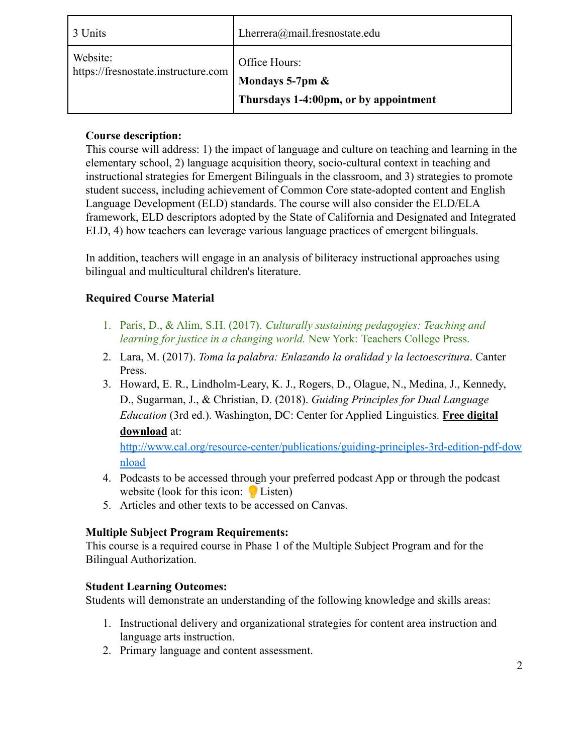| 3 Units | Lherrera@mail.fresnostate.edu |
|---|---|
| Website: https://fresnostate.instructure.com | Office Hours: **Mondays 5-7pm &** **Thursdays 1-4:00pm, or by appointment** |

**Course description:**
This course will address: 1) the impact of language and culture on teaching and learning in the elementary school, 2) language acquisition theory, socio-cultural context in teaching and instructional strategies for Emergent Bilinguals in the classroom, and 3) strategies to promote student success, including achievement of Common Core state-adopted content and English Language Development (ELD) standards. The course will also consider the ELD/ELA framework, ELD descriptors adopted by the State of California and Designated and Integrated ELD, 4) how teachers can leverage various language practices of emergent bilinguals.

In addition, teachers will engage in an analysis of biliteracy instructional approaches using bilingual and multicultural children's literature.

**Required Course Material**

1. Paris, D., & Alim, S.H. (2017). *Culturally sustaining pedagogies: Teaching and learning for justice in a changing world.* New York: Teachers College Press.
2. Lara, M. (2017). *Toma la palabra: Enlazando la oralidad y la lectoescritura*. Canter Press.
3. Howard, E. R., Lindholm-Leary, K. J., Rogers, D., Olague, N., Medina, J., Kennedy, D., Sugarman, J., & Christian, D. (2018). *Guiding Principles for Dual Language Education* (3rd ed.). Washington, DC: Center for Applied Linguistics. **Free digital download** at: http://www.cal.org/resource-center/publications/guiding-principles-3rd-edition-pdf-download
4. Podcasts to be accessed through your preferred podcast App or through the podcast website (look for this icon: 💡Listen)
5. Articles and other texts to be accessed on Canvas.

**Multiple Subject Program Requirements:**
This course is a required course in Phase 1 of the Multiple Subject Program and for the Bilingual Authorization.

**Student Learning Outcomes:**
Students will demonstrate an understanding of the following knowledge and skills areas:

1. Instructional delivery and organizational strategies for content area instruction and language arts instruction.
2. Primary language and content assessment.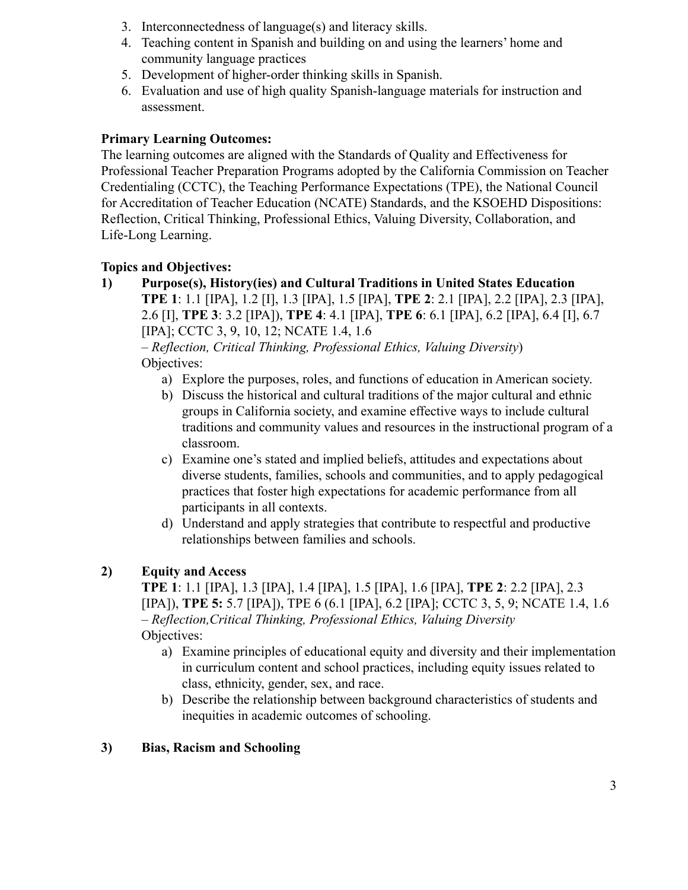3. Interconnectedness of language(s) and literacy skills.
4. Teaching content in Spanish and building on and using the learners' home and community language practices
5. Development of higher-order thinking skills in Spanish.
6. Evaluation and use of high quality Spanish-language materials for instruction and assessment.

**Primary Learning Outcomes:**

The learning outcomes are aligned with the Standards of Quality and Effectiveness for Professional Teacher Preparation Programs adopted by the California Commission on Teacher Credentialing (CCTC), the Teaching Performance Expectations (TPE), the National Council for Accreditation of Teacher Education (NCATE) Standards, and the KSOEHD Dispositions: Reflection, Critical Thinking, Professional Ethics, Valuing Diversity, Collaboration, and Life-Long Learning.

**Topics and Objectives:**

1) **Purpose(s), History(ies) and Cultural Traditions in United States Education**
   **TPE 1**: 1.1 [IPA], 1.2 [I], 1.3 [IPA], 1.5 [IPA], **TPE 2**: 2.1 [IPA], 2.2 [IPA], 2.3 [IPA], 2.6 [I], **TPE 3**: 3.2 [IPA]), **TPE 4**: 4.1 [IPA], **TPE 6**: 6.1 [IPA], 6.2 [IPA], 6.4 [I], 6.7 [IPA]; CCTC 3, 9, 10, 12; NCATE 1.4, 1.6
   – *Reflection, Critical Thinking, Professional Ethics, Valuing Diversity*)
   Objectives:
   a) Explore the purposes, roles, and functions of education in American society.
   b) Discuss the historical and cultural traditions of the major cultural and ethnic groups in California society, and examine effective ways to include cultural traditions and community values and resources in the instructional program of a classroom.
   c) Examine one's stated and implied beliefs, attitudes and expectations about diverse students, families, schools and communities, and to apply pedagogical practices that foster high expectations for academic performance from all participants in all contexts.
   d) Understand and apply strategies that contribute to respectful and productive relationships between families and schools.

2) **Equity and Access**
   **TPE 1**: 1.1 [IPA], 1.3 [IPA], 1.4 [IPA], 1.5 [IPA], 1.6 [IPA], **TPE 2**: 2.2 [IPA], 2.3 [IPA]), **TPE 5:** 5.7 [IPA]), TPE 6 (6.1 [IPA], 6.2 [IPA]; CCTC 3, 5, 9; NCATE 1.4, 1.6
   – *Reflection,Critical Thinking, Professional Ethics, Valuing Diversity*
   Objectives:
   a) Examine principles of educational equity and diversity and their implementation in curriculum content and school practices, including equity issues related to class, ethnicity, gender, sex, and race.
   b) Describe the relationship between background characteristics of students and inequities in academic outcomes of schooling.

3) **Bias, Racism and Schooling**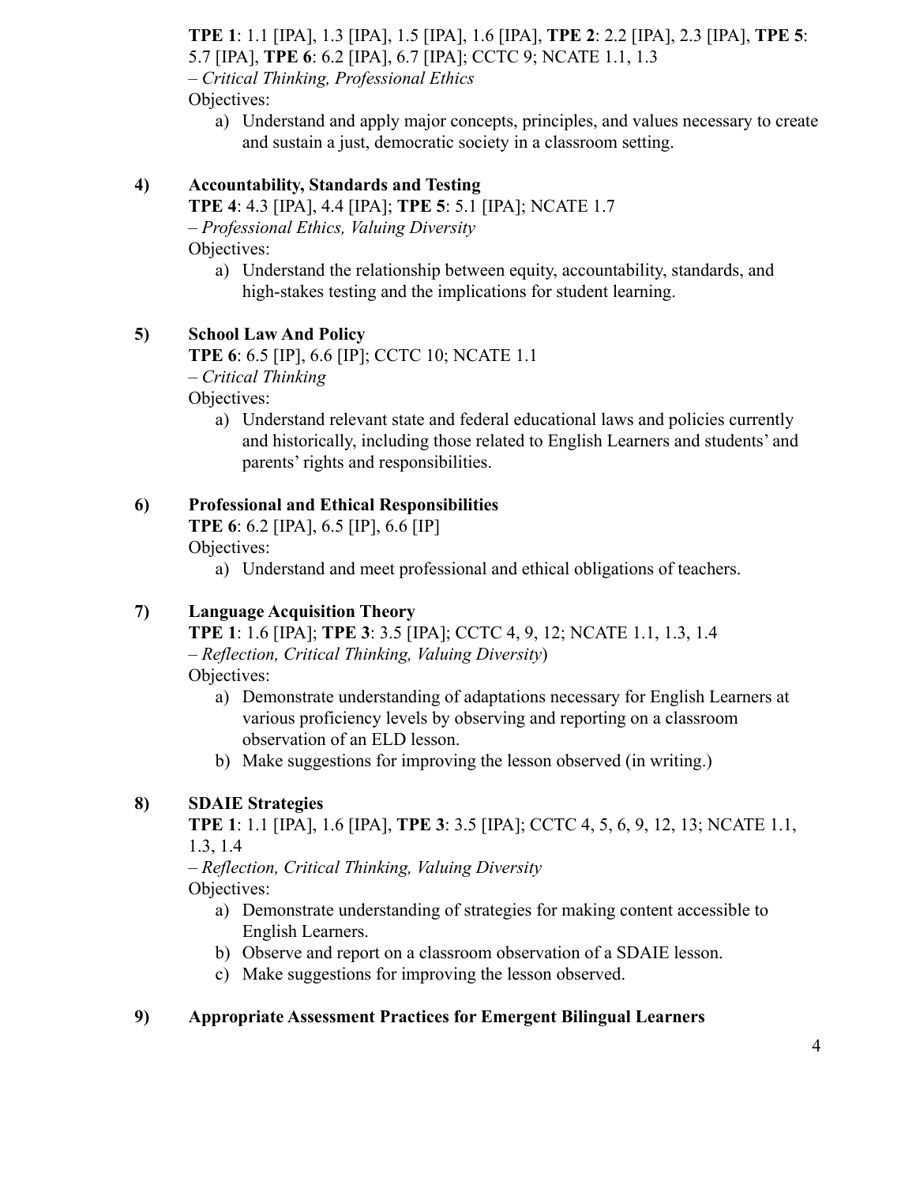**TPE 1**: 1.1 [IPA], 1.3 [IPA], 1.5 [IPA], 1.6 [IPA], **TPE 2**: 2.2 [IPA], 2.3 [IPA], **TPE 5**: 5.7 [IPA], **TPE 6**: 6.2 [IPA], 6.7 [IPA]; CCTC 9; NCATE 1.1, 1.3
– *Critical Thinking, Professional Ethics*
Objectives:

a) Understand and apply major concepts, principles, and values necessary to create and sustain a just, democratic society in a classroom setting.

**4) Accountability, Standards and Testing**

**TPE 4**: 4.3 [IPA], 4.4 [IPA]; **TPE 5**: 5.1 [IPA]; NCATE 1.7
– *Professional Ethics, Valuing Diversity*
Objectives:

a) Understand the relationship between equity, accountability, standards, and high-stakes testing and the implications for student learning.

**5) School Law And Policy**

**TPE 6**: 6.5 [IP], 6.6 [IP]; CCTC 10; NCATE 1.1
– *Critical Thinking*
Objectives:

a) Understand relevant state and federal educational laws and policies currently and historically, including those related to English Learners and students' and parents' rights and responsibilities.

**6) Professional and Ethical Responsibilities**

**TPE 6**: 6.2 [IPA], 6.5 [IP], 6.6 [IP]
Objectives:

a) Understand and meet professional and ethical obligations of teachers.

**7) Language Acquisition Theory**

**TPE 1**: 1.6 [IPA]; **TPE 3**: 3.5 [IPA]; CCTC 4, 9, 12; NCATE 1.1, 1.3, 1.4
– *Reflection, Critical Thinking, Valuing Diversity*)
Objectives:

a) Demonstrate understanding of adaptations necessary for English Learners at various proficiency levels by observing and reporting on a classroom observation of an ELD lesson.
b) Make suggestions for improving the lesson observed (in writing.)

**8) SDAIE Strategies**

**TPE 1**: 1.1 [IPA], 1.6 [IPA], **TPE 3**: 3.5 [IPA]; CCTC 4, 5, 6, 9, 12, 13; NCATE 1.1, 1.3, 1.4
– *Reflection, Critical Thinking, Valuing Diversity*
Objectives:

a) Demonstrate understanding of strategies for making content accessible to English Learners.
b) Observe and report on a classroom observation of a SDAIE lesson.
c) Make suggestions for improving the lesson observed.

**9) Appropriate Assessment Practices for Emergent Bilingual Learners**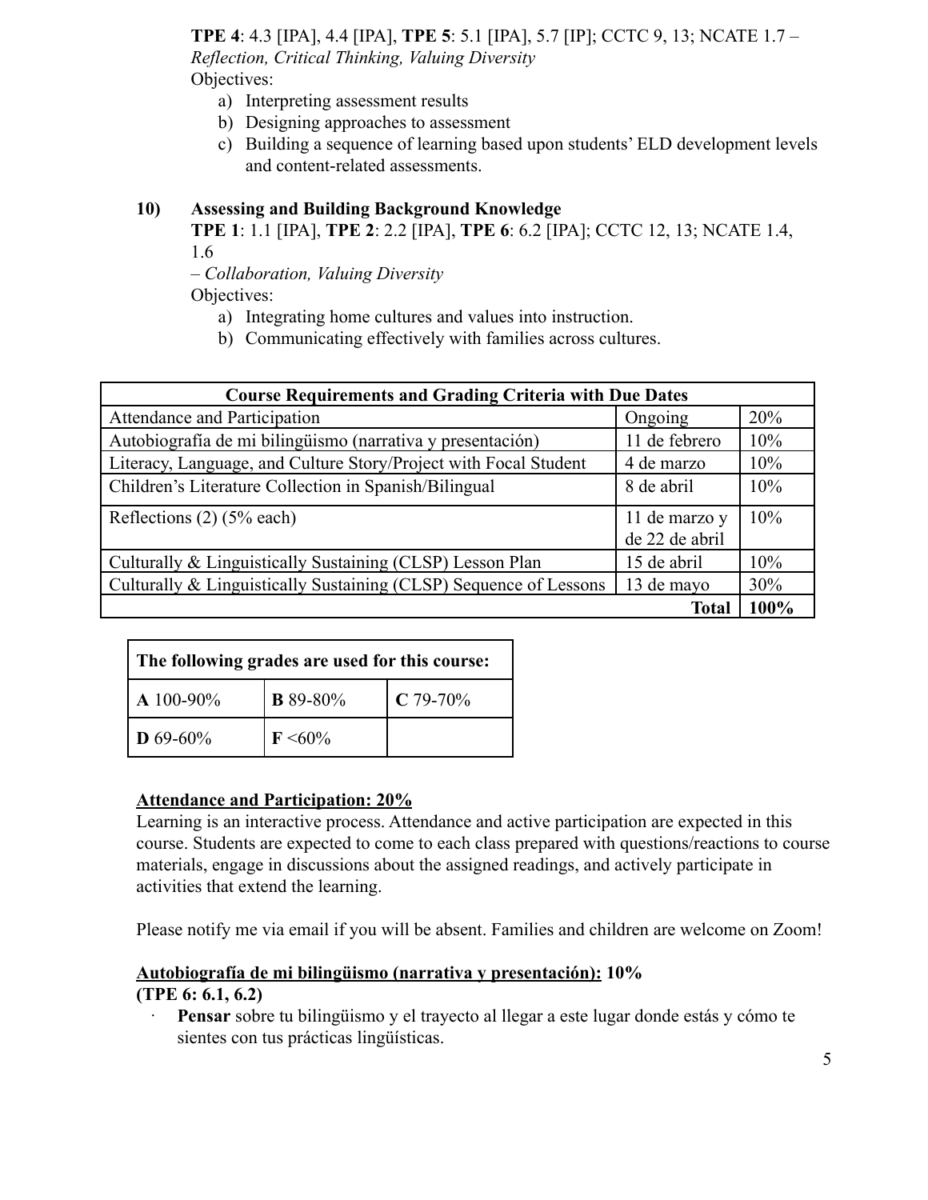**TPE 4**: 4.3 [IPA], 4.4 [IPA], **TPE 5**: 5.1 [IPA], 5.7 [IP]; CCTC 9, 13; NCATE 1.7 – *Reflection, Critical Thinking, Valuing Diversity*

Objectives:

a) Interpreting assessment results
b) Designing approaches to assessment
c) Building a sequence of learning based upon students' ELD development levels and content-related assessments.

**10) Assessing and Building Background Knowledge**

**TPE 1**: 1.1 [IPA], **TPE 2**: 2.2 [IPA], **TPE 6**: 6.2 [IPA]; CCTC 12, 13; NCATE 1.4, 1.6

– *Collaboration, Valuing Diversity*

Objectives:

a) Integrating home cultures and values into instruction.
b) Communicating effectively with families across cultures.

| **Course Requirements and Grading Criteria with Due Dates** | | |
|---|---|---|
| Attendance and Participation | Ongoing | 20% |
| Autobiografía de mi bilingüismo (narrativa y presentación) | 11 de febrero | 10% |
| Literacy, Language, and Culture Story/Project with Focal Student | 4 de marzo | 10% |
| Children's Literature Collection in Spanish/Bilingual | 8 de abril | 10% |
| Reflections (2) (5% each) | 11 de marzo y de 22 de abril | 10% |
| Culturally & Linguistically Sustaining (CLSP) Lesson Plan | 15 de abril | 10% |
| Culturally & Linguistically Sustaining (CLSP) Sequence of Lessons | 13 de mayo | 30% |
| | **Total** | **100%** |

| **The following grades are used for this course:** | | |
|---|---|---|
| **A** 100-90% | **B** 89-80% | **C** 79-70% |
| **D** 69-60% | **F** <60% | |

**Attendance and Participation: 20%**

Learning is an interactive process. Attendance and active participation are expected in this course. Students are expected to come to each class prepared with questions/reactions to course materials, engage in discussions about the assigned readings, and actively participate in activities that extend the learning.

Please notify me via email if you will be absent. Families and children are welcome on Zoom!

**Autobiografía de mi bilingüismo (narrativa y presentación): 10%**
**(TPE 6: 6.1, 6.2)**

- **Pensar** sobre tu bilingüismo y el trayecto al llegar a este lugar donde estás y cómo te sientes con tus prácticas lingüísticas.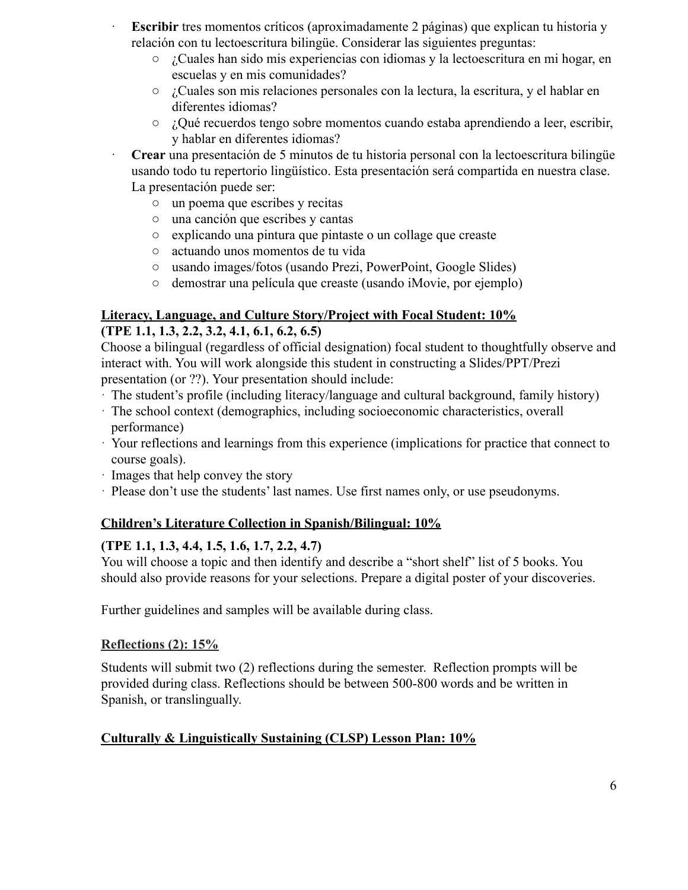- **Escribir** tres momentos críticos (aproximadamente 2 páginas) que explican tu historia y relación con tu lectoescritura bilingüe. Considerar las siguientes preguntas:
  - ¿Cuales han sido mis experiencias con idiomas y la lectoescritura en mi hogar, en escuelas y en mis comunidades?
  - ¿Cuales son mis relaciones personales con la lectura, la escritura, y el hablar en diferentes idiomas?
  - ¿Qué recuerdos tengo sobre momentos cuando estaba aprendiendo a leer, escribir, y hablar en diferentes idiomas?
- **Crear** una presentación de 5 minutos de tu historia personal con la lectoescritura bilingüe usando todo tu repertorio lingüístico. Esta presentación será compartida en nuestra clase. La presentación puede ser:
  - un poema que escribes y recitas
  - una canción que escribes y cantas
  - explicando una pintura que pintaste o un collage que creaste
  - actuando unos momentos de tu vida
  - usando images/fotos (usando Prezi, PowerPoint, Google Slides)
  - demostrar una película que creaste (usando iMovie, por ejemplo)

**<u>Literacy, Language, and Culture Story/Project with Focal Student: 10%</u>**
**(TPE 1.1, 1.3, 2.2, 3.2, 4.1, 6.1, 6.2, 6.5)**

Choose a bilingual (regardless of official designation) focal student to thoughtfully observe and interact with. You will work alongside this student in constructing a Slides/PPT/Prezi presentation (or ??). Your presentation should include:

- The student's profile (including literacy/language and cultural background, family history)
- The school context (demographics, including socioeconomic characteristics, overall performance)
- Your reflections and learnings from this experience (implications for practice that connect to course goals).
- Images that help convey the story
- Please don't use the students' last names. Use first names only, or use pseudonyms.

**<u>Children's Literature Collection in Spanish/Bilingual: 10%</u>**

**(TPE 1.1, 1.3, 4.4, 1.5, 1.6, 1.7, 2.2, 4.7)**

You will choose a topic and then identify and describe a "short shelf" list of 5 books. You should also provide reasons for your selections. Prepare a digital poster of your discoveries.

Further guidelines and samples will be available during class.

**<u>Reflections (2): 15%</u>**

Students will submit two (2) reflections during the semester. Reflection prompts will be provided during class. Reflections should be between 500-800 words and be written in Spanish, or translingually.

**<u>Culturally & Linguistically Sustaining (CLSP) Lesson Plan: 10%</u>**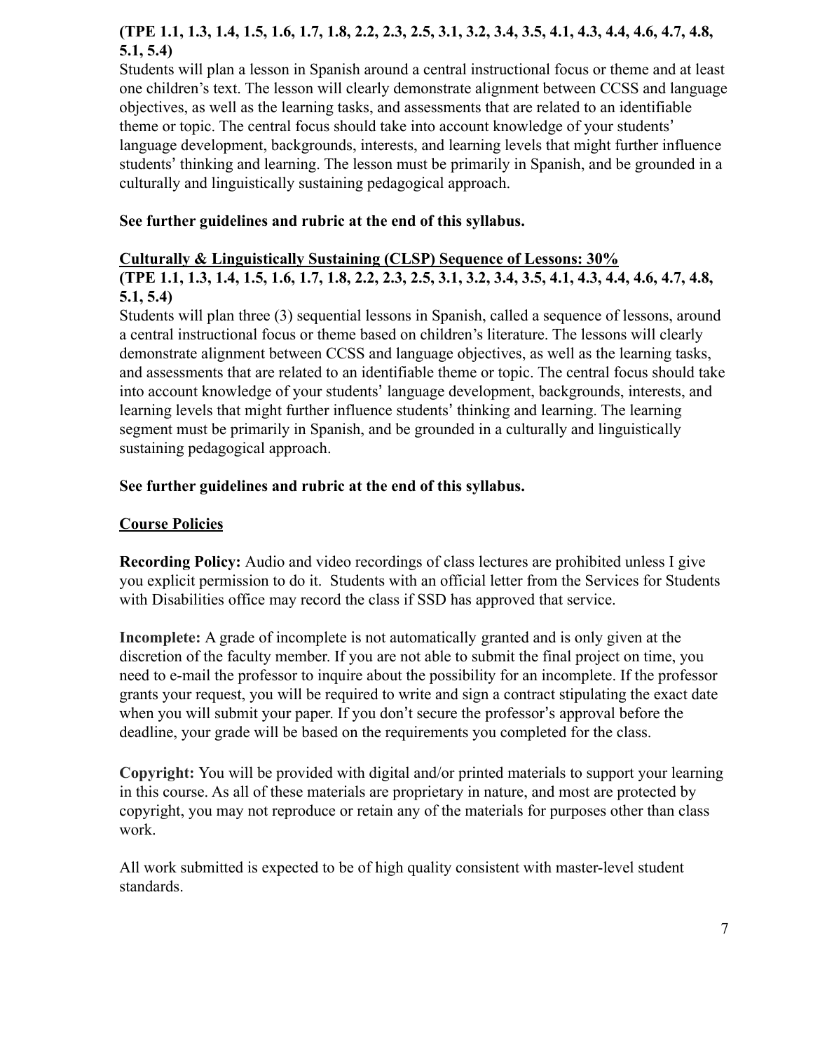**(TPE 1.1, 1.3, 1.4, 1.5, 1.6, 1.7, 1.8, 2.2, 2.3, 2.5, 3.1, 3.2, 3.4, 3.5, 4.1, 4.3, 4.4, 4.6, 4.7, 4.8, 5.1, 5.4)**

Students will plan a lesson in Spanish around a central instructional focus or theme and at least one children's text. The lesson will clearly demonstrate alignment between CCSS and language objectives, as well as the learning tasks, and assessments that are related to an identifiable theme or topic. The central focus should take into account knowledge of your students' language development, backgrounds, interests, and learning levels that might further influence students' thinking and learning. The lesson must be primarily in Spanish, and be grounded in a culturally and linguistically sustaining pedagogical approach.

**See further guidelines and rubric at the end of this syllabus.**

**Culturally & Linguistically Sustaining (CLSP) Sequence of Lessons: 30%**

**(TPE 1.1, 1.3, 1.4, 1.5, 1.6, 1.7, 1.8, 2.2, 2.3, 2.5, 3.1, 3.2, 3.4, 3.5, 4.1, 4.3, 4.4, 4.6, 4.7, 4.8, 5.1, 5.4)**

Students will plan three (3) sequential lessons in Spanish, called a sequence of lessons, around a central instructional focus or theme based on children's literature. The lessons will clearly demonstrate alignment between CCSS and language objectives, as well as the learning tasks, and assessments that are related to an identifiable theme or topic. The central focus should take into account knowledge of your students' language development, backgrounds, interests, and learning levels that might further influence students' thinking and learning. The learning segment must be primarily in Spanish, and be grounded in a culturally and linguistically sustaining pedagogical approach.

**See further guidelines and rubric at the end of this syllabus.**

## Course Policies

**Recording Policy:** Audio and video recordings of class lectures are prohibited unless I give you explicit permission to do it. Students with an official letter from the Services for Students with Disabilities office may record the class if SSD has approved that service.

**Incomplete:** A grade of incomplete is not automatically granted and is only given at the discretion of the faculty member. If you are not able to submit the final project on time, you need to e-mail the professor to inquire about the possibility for an incomplete. If the professor grants your request, you will be required to write and sign a contract stipulating the exact date when you will submit your paper. If you don't secure the professor's approval before the deadline, your grade will be based on the requirements you completed for the class.

**Copyright:** You will be provided with digital and/or printed materials to support your learning in this course. As all of these materials are proprietary in nature, and most are protected by copyright, you may not reproduce or retain any of the materials for purposes other than class work.

All work submitted is expected to be of high quality consistent with master-level student standards.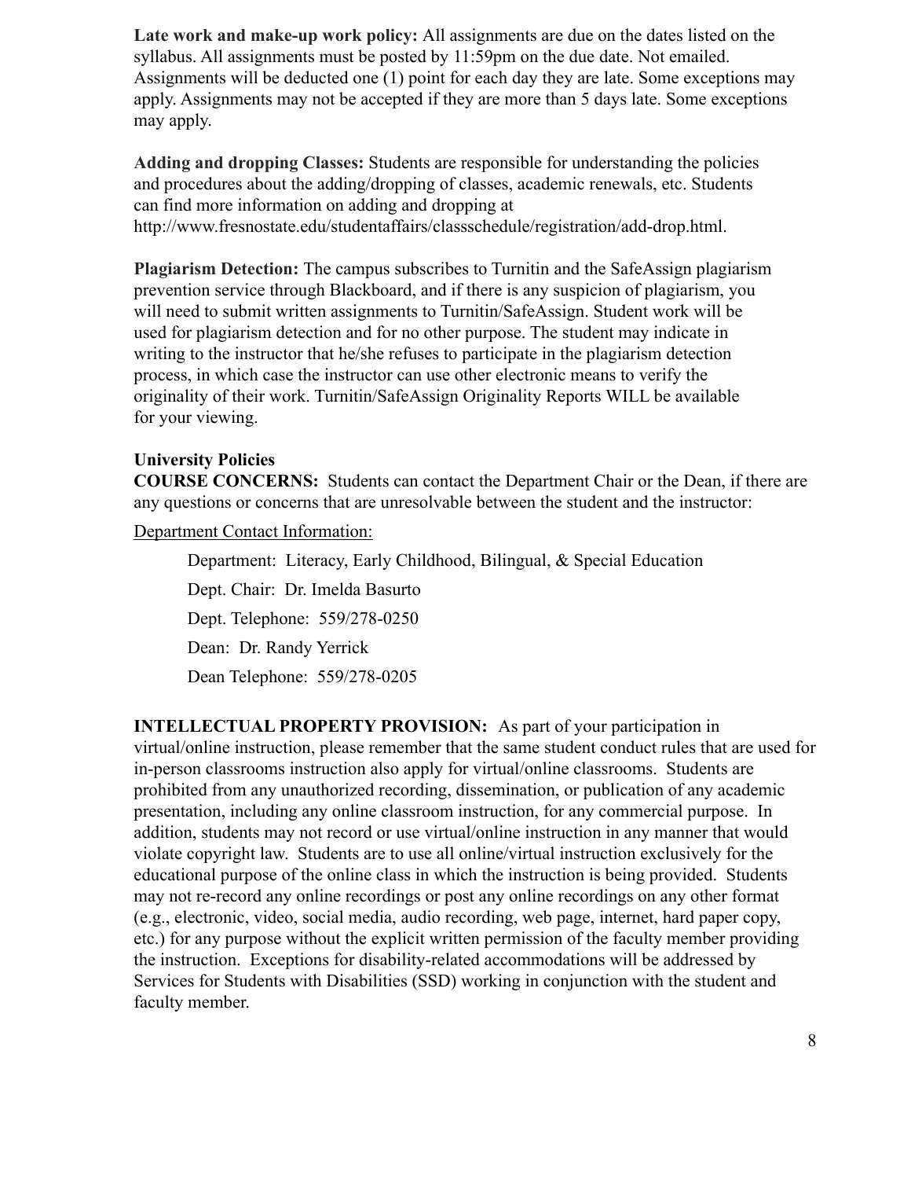**Late work and make-up work policy:** All assignments are due on the dates listed on the syllabus. All assignments must be posted by 11:59pm on the due date. Not emailed. Assignments will be deducted one (1) point for each day they are late. Some exceptions may apply. Assignments may not be accepted if they are more than 5 days late. Some exceptions may apply.

**Adding and dropping Classes:** Students are responsible for understanding the policies and procedures about the adding/dropping of classes, academic renewals, etc. Students can find more information on adding and dropping at http://www.fresnostate.edu/studentaffairs/classschedule/registration/add-drop.html.

**Plagiarism Detection:** The campus subscribes to Turnitin and the SafeAssign plagiarism prevention service through Blackboard, and if there is any suspicion of plagiarism, you will need to submit written assignments to Turnitin/SafeAssign. Student work will be used for plagiarism detection and for no other purpose. The student may indicate in writing to the instructor that he/she refuses to participate in the plagiarism detection process, in which case the instructor can use other electronic means to verify the originality of their work. Turnitin/SafeAssign Originality Reports WILL be available for your viewing.

**University Policies**

**COURSE CONCERNS:** Students can contact the Department Chair or the Dean, if there are any questions or concerns that are unresolvable between the student and the instructor:

Department Contact Information:

Department: Literacy, Early Childhood, Bilingual, & Special Education

Dept. Chair: Dr. Imelda Basurto

Dept. Telephone: 559/278-0250

Dean: Dr. Randy Yerrick

Dean Telephone: 559/278-0205

**INTELLECTUAL PROPERTY PROVISION:** As part of your participation in virtual/online instruction, please remember that the same student conduct rules that are used for in-person classrooms instruction also apply for virtual/online classrooms. Students are prohibited from any unauthorized recording, dissemination, or publication of any academic presentation, including any online classroom instruction, for any commercial purpose. In addition, students may not record or use virtual/online instruction in any manner that would violate copyright law. Students are to use all online/virtual instruction exclusively for the educational purpose of the online class in which the instruction is being provided. Students may not re-record any online recordings or post any online recordings on any other format (e.g., electronic, video, social media, audio recording, web page, internet, hard paper copy, etc.) for any purpose without the explicit written permission of the faculty member providing the instruction. Exceptions for disability-related accommodations will be addressed by Services for Students with Disabilities (SSD) working in conjunction with the student and faculty member.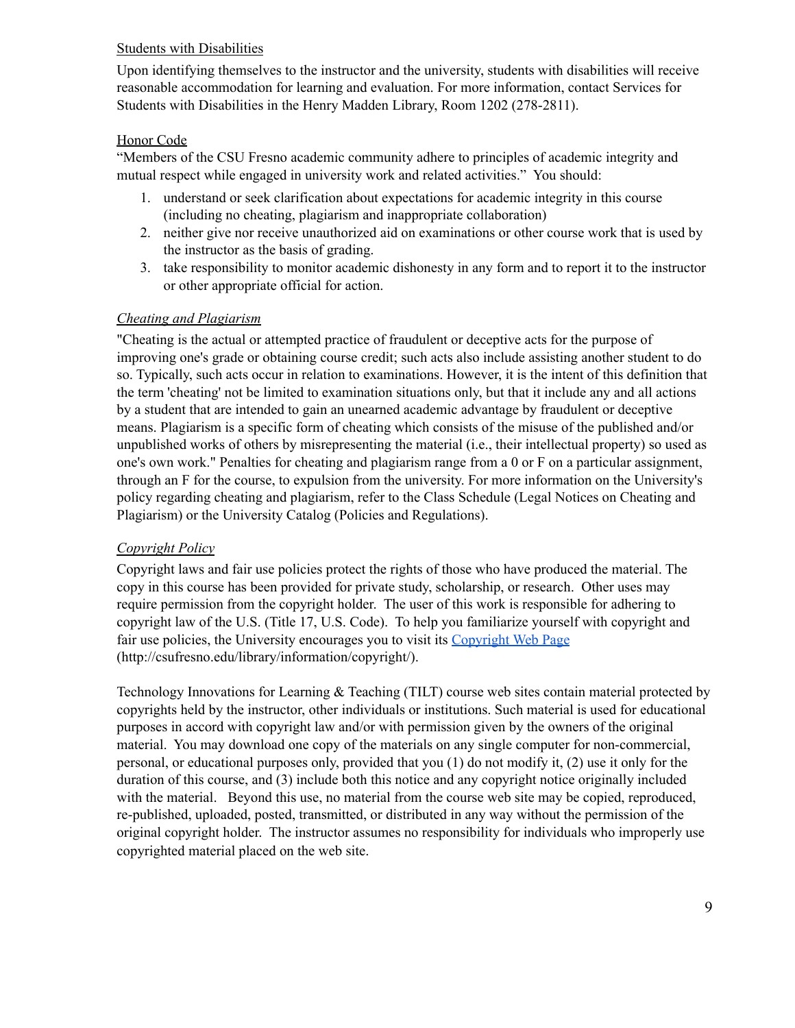### Students with Disabilities

Upon identifying themselves to the instructor and the university, students with disabilities will receive reasonable accommodation for learning and evaluation. For more information, contact Services for Students with Disabilities in the Henry Madden Library, Room 1202 (278-2811).

### Honor Code

"Members of the CSU Fresno academic community adhere to principles of academic integrity and mutual respect while engaged in university work and related activities." You should:

1. understand or seek clarification about expectations for academic integrity in this course (including no cheating, plagiarism and inappropriate collaboration)
2. neither give nor receive unauthorized aid on examinations or other course work that is used by the instructor as the basis of grading.
3. take responsibility to monitor academic dishonesty in any form and to report it to the instructor or other appropriate official for action.

#### *Cheating and Plagiarism*

"Cheating is the actual or attempted practice of fraudulent or deceptive acts for the purpose of improving one's grade or obtaining course credit; such acts also include assisting another student to do so. Typically, such acts occur in relation to examinations. However, it is the intent of this definition that the term 'cheating' not be limited to examination situations only, but that it include any and all actions by a student that are intended to gain an unearned academic advantage by fraudulent or deceptive means. Plagiarism is a specific form of cheating which consists of the misuse of the published and/or unpublished works of others by misrepresenting the material (i.e., their intellectual property) so used as one's own work." Penalties for cheating and plagiarism range from a 0 or F on a particular assignment, through an F for the course, to expulsion from the university. For more information on the University's policy regarding cheating and plagiarism, refer to the Class Schedule (Legal Notices on Cheating and Plagiarism) or the University Catalog (Policies and Regulations).

#### *Copyright Policy*

Copyright laws and fair use policies protect the rights of those who have produced the material. The copy in this course has been provided for private study, scholarship, or research. Other uses may require permission from the copyright holder. The user of this work is responsible for adhering to copyright law of the U.S. (Title 17, U.S. Code). To help you familiarize yourself with copyright and fair use policies, the University encourages you to visit its [Copyright Web Page](http://csufresno.edu/library/information/copyright/) (http://csufresno.edu/library/information/copyright/).

Technology Innovations for Learning & Teaching (TILT) course web sites contain material protected by copyrights held by the instructor, other individuals or institutions. Such material is used for educational purposes in accord with copyright law and/or with permission given by the owners of the original material. You may download one copy of the materials on any single computer for non-commercial, personal, or educational purposes only, provided that you (1) do not modify it, (2) use it only for the duration of this course, and (3) include both this notice and any copyright notice originally included with the material. Beyond this use, no material from the course web site may be copied, reproduced, re-published, uploaded, posted, transmitted, or distributed in any way without the permission of the original copyright holder. The instructor assumes no responsibility for individuals who improperly use copyrighted material placed on the web site.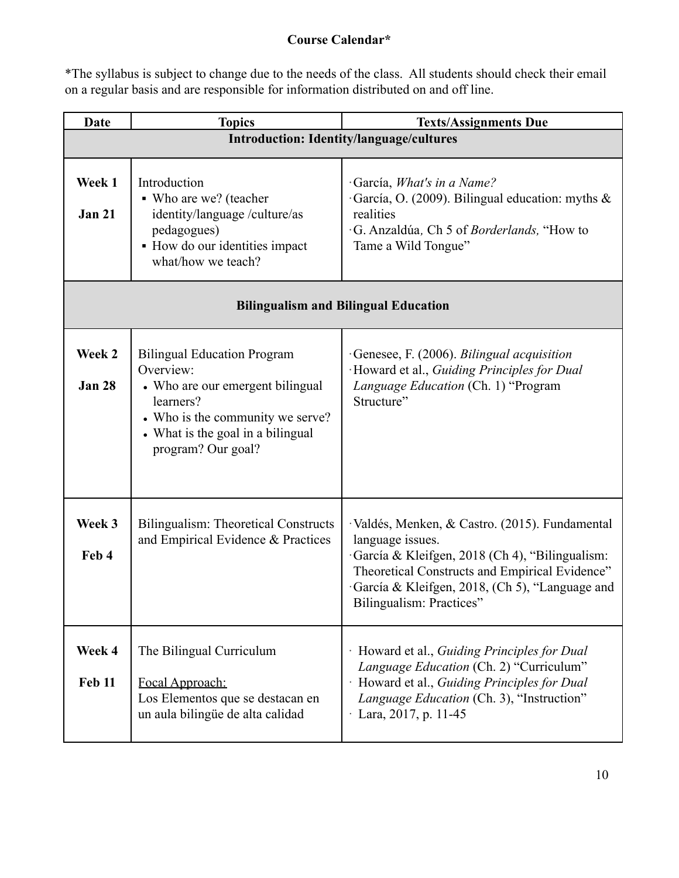**Course Calendar***

*The syllabus is subject to change due to the needs of the class. All students should check their email on a regular basis and are responsible for information distributed on and off line.

| Date | Topics | Texts/Assignments Due |
|---|---|---|
| **Introduction: Identity/language/cultures** | | |
| **Week 1**<br>**Jan 21** | Introduction<br>▪ Who are we? (teacher identity/language /culture/as pedagogues)<br>▪ How do our identities impact what/how we teach? | ·García, *What's in a Name?*<br>·García, O. (2009). Bilingual education: myths & realities<br>·G. Anzaldúa, Ch 5 of *Borderlands,* "How to Tame a Wild Tongue" |
| **Bilingualism and Bilingual Education** | | |
| **Week 2**<br>**Jan 28** | Bilingual Education Program Overview:<br>• Who are our emergent bilingual learners?<br>• Who is the community we serve?<br>• What is the goal in a bilingual program? Our goal? | ·Genesee, F. (2006). *Bilingual acquisition*<br>·Howard et al., *Guiding Principles for Dual Language Education* (Ch. 1) "Program Structure" |
| **Week 3**<br>**Feb 4** | Bilingualism: Theoretical Constructs and Empirical Evidence & Practices | ·Valdés, Menken, & Castro. (2015). Fundamental language issues.<br>·García & Kleifgen, 2018 (Ch 4), "Bilingualism: Theoretical Constructs and Empirical Evidence"<br>·García & Kleifgen, 2018, (Ch 5), "Language and Bilingualism: Practices" |
| **Week 4**<br>**Feb 11** | The Bilingual Curriculum<br><br><u>Focal Approach:</u><br>Los Elementos que se destacan en un aula bilingüe de alta calidad | · Howard et al., *Guiding Principles for Dual Language Education* (Ch. 2) "Curriculum"<br>· Howard et al., *Guiding Principles for Dual Language Education* (Ch. 3), "Instruction"<br>· Lara, 2017, p. 11-45 |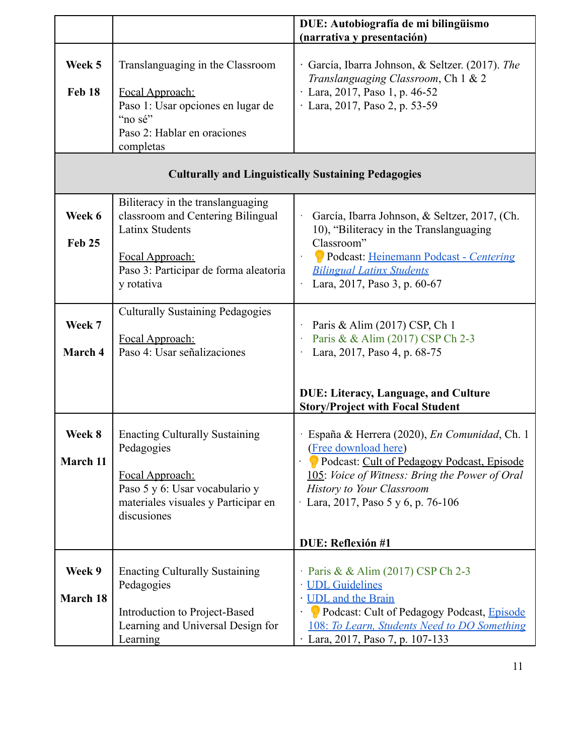| | | |
|---|---|---|
| | | **DUE: Autobiografía de mi bilingüismo (narrativa y presentación)** |
| **Week 5** <br><br> **Feb 18** | Translanguaging in the Classroom <br><br> Focal Approach: <br> Paso 1: Usar opciones en lugar de "no sé" <br> Paso 2: Hablar en oraciones completas | · García, Ibarra Johnson, & Seltzer. (2017). *The Translanguaging Classroom*, Ch 1 & 2 <br> · Lara, 2017, Paso 1, p. 46-52 <br> · Lara, 2017, Paso 2, p. 53-59 |
| **Culturally and Linguistically Sustaining Pedagogies** | | |
| **Week 6** <br><br> **Feb 25** | Biliteracy in the translanguaging classroom and Centering Bilingual Latinx Students <br><br> Focal Approach: <br> Paso 3: Participar de forma aleatoria y rotativa | · García, Ibarra Johnson, & Seltzer, 2017, (Ch. 10), "Biliteracy in the Translanguaging Classroom" <br> · 💡 Podcast: Heinemann Podcast - *Centering Bilingual Latinx Students* <br> · Lara, 2017, Paso 3, p. 60-67 |
| **Week 7** <br><br> **March 4** | Culturally Sustaining Pedagogies <br><br> Focal Approach: <br> Paso 4: Usar señalizaciones | · Paris & Alim (2017) CSP, Ch 1 <br> · Paris & & Alim (2017) CSP Ch 2-3 <br> · Lara, 2017, Paso 4, p. 68-75 <br><br> **DUE: Literacy, Language, and Culture Story/Project with Focal Student** |
| **Week 8** <br><br> **March 11** | Enacting Culturally Sustaining Pedagogies <br><br> Focal Approach: <br> Paso 5 y 6: Usar vocabulario y materiales visuales y Participar en discusiones | · España & Herrera (2020), *En Comunidad*, Ch. 1 (Free download here) <br> · 💡 Podcast: Cult of Pedagogy Podcast, Episode 105: *Voice of Witness: Bring the Power of Oral History to Your Classroom* <br> · Lara, 2017, Paso 5 y 6, p. 76-106 <br><br> **DUE: Reflexión #1** |
| **Week 9** <br><br> **March 18** | Enacting Culturally Sustaining Pedagogies <br><br> Introduction to Project-Based Learning and Universal Design for Learning | · Paris & & Alim (2017) CSP Ch 2-3 <br> · UDL Guidelines <br> · UDL and the Brain <br> · 💡 Podcast: Cult of Pedagogy Podcast, Episode 108: *To Learn, Students Need to DO Something* <br> · Lara, 2017, Paso 7, p. 107-133 |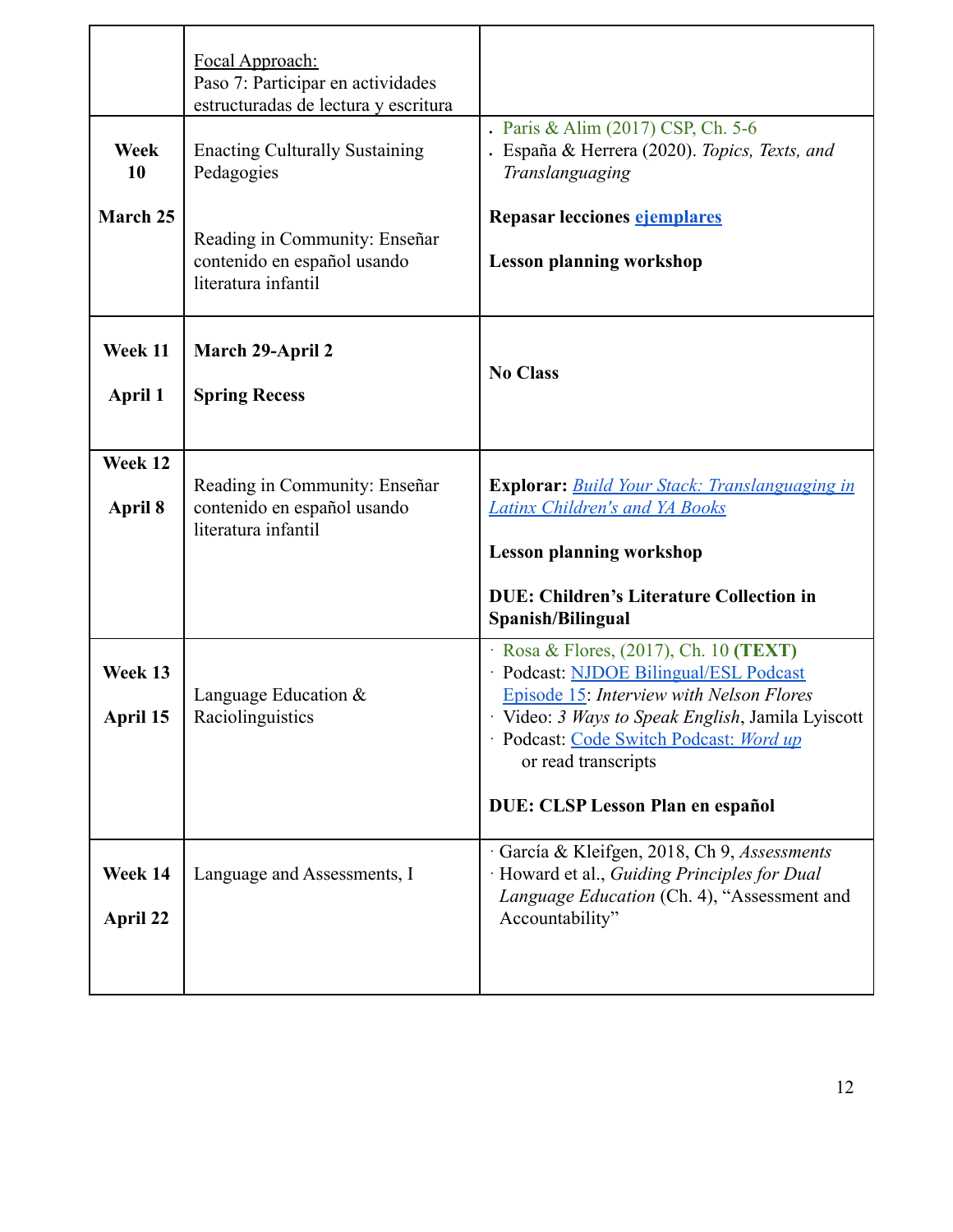| | | |
|---|---|---|
| | Focal Approach:<br>Paso 7: Participar en actividades estructuradas de lectura y escritura | |
| **Week 10**<br><br>**March 25** | Enacting Culturally Sustaining Pedagogies<br><br>Reading in Community: Enseñar contenido en español usando literatura infantil | . Paris & Alim (2017) CSP, Ch. 5-6<br>. España & Herrera (2020). *Topics, Texts, and Translanguaging*<br><br>**Repasar lecciones ejemplares**<br><br>**Lesson planning workshop** |
| **Week 11**<br><br>**April 1** | **March 29-April 2**<br><br>**Spring Recess** | **No Class** |
| **Week 12**<br><br>**April 8** | Reading in Community: Enseñar contenido en español usando literatura infantil | **Explorar:** *Build Your Stack: Translanguaging in Latinx Children's and YA Books*<br><br>**Lesson planning workshop**<br><br>**DUE: Children's Literature Collection in Spanish/Bilingual** |
| **Week 13**<br><br>**April 15** | Language Education & Raciolinguistics | · Rosa & Flores, (2017), Ch. 10 **(TEXT)**<br>· Podcast: NJDOE Bilingual/ESL Podcast Episode 15: *Interview with Nelson Flores*<br>· Video: *3 Ways to Speak English*, Jamila Lyiscott<br>· Podcast: Code Switch Podcast: *Word up* or read transcripts<br><br>**DUE: CLSP Lesson Plan en español** |
| **Week 14**<br><br>**April 22** | Language and Assessments, I | · García & Kleifgen, 2018, Ch 9, *Assessments*<br>· Howard et al., *Guiding Principles for Dual Language Education* (Ch. 4), "Assessment and Accountability" |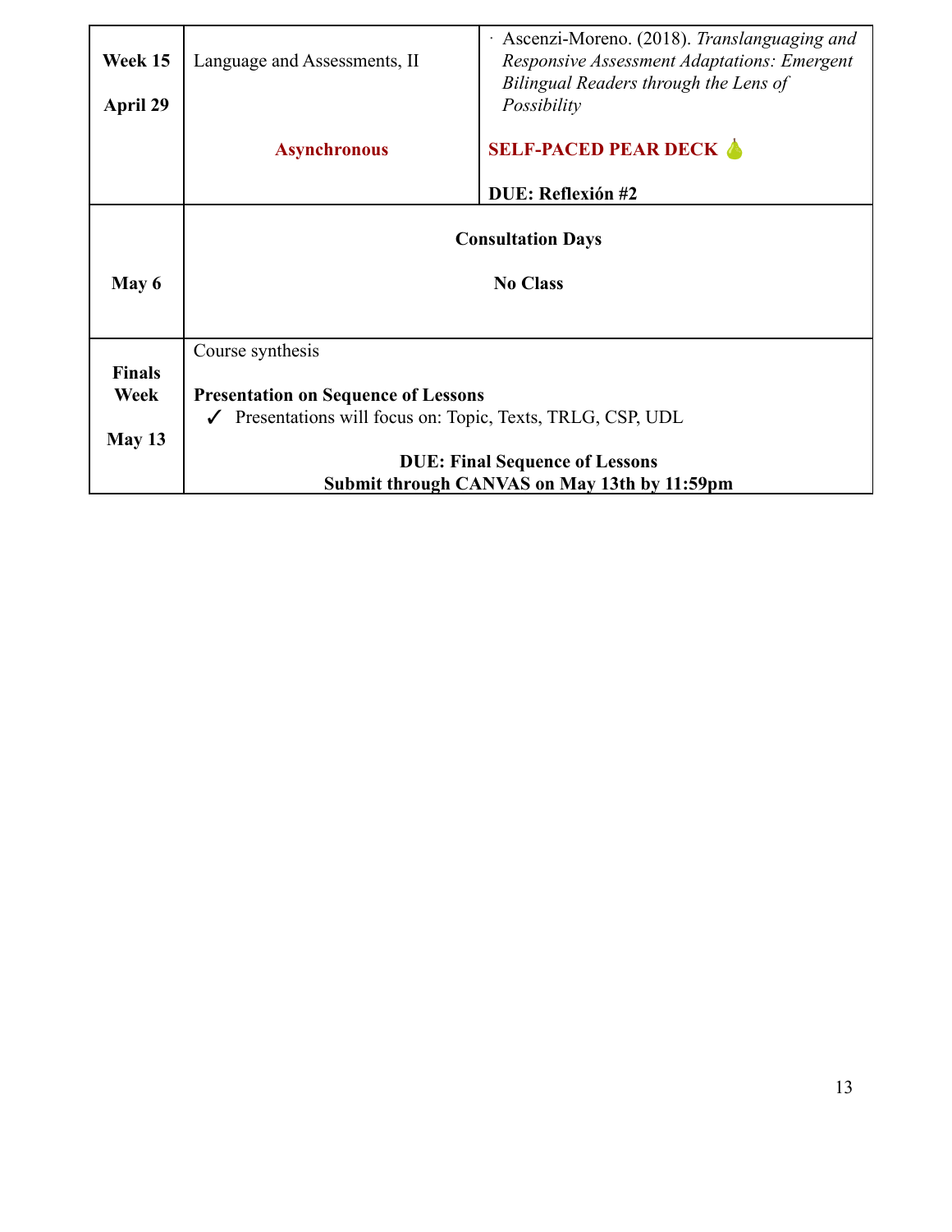| | | |
|---|---|---|
| **Week 15**<br><br>**April 29** | Language and Assessments, II<br><br>**Asynchronous** | · Ascenzi-Moreno. (2018). *Translanguaging and Responsive Assessment Adaptations: Emergent Bilingual Readers through the Lens of Possibility*<br><br>**SELF-PACED PEAR DECK** 🍐<br><br>**DUE: Reflexión #2** |
| **May 6** | **Consultation Days**<br><br>**No Class** | |
| **Finals Week**<br><br>**May 13** | Course synthesis<br><br>**Presentation on Sequence of Lessons**<br>✓ Presentations will focus on: Topic, Texts, TRLG, CSP, UDL<br><br>**DUE: Final Sequence of Lessons**<br>**Submit through CANVAS on May 13th by 11:59pm** | |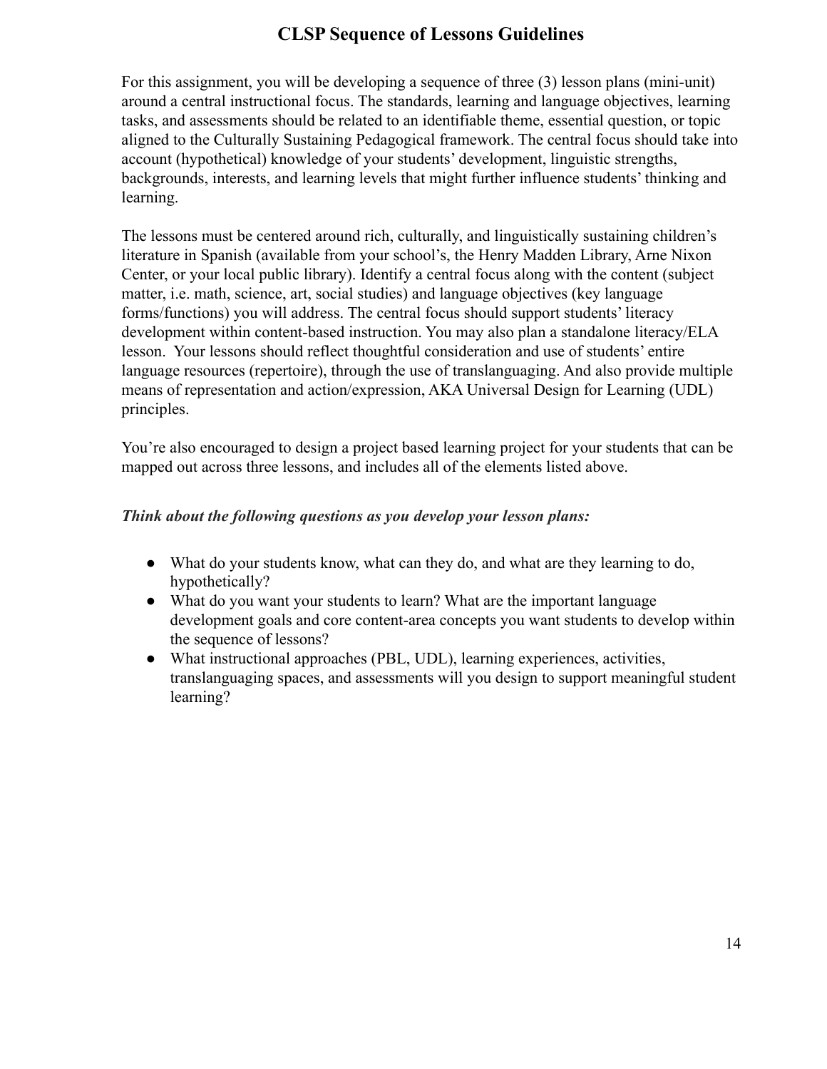# CLSP Sequence of Lessons Guidelines

For this assignment, you will be developing a sequence of three (3) lesson plans (mini-unit) around a central instructional focus. The standards, learning and language objectives, learning tasks, and assessments should be related to an identifiable theme, essential question, or topic aligned to the Culturally Sustaining Pedagogical framework. The central focus should take into account (hypothetical) knowledge of your students' development, linguistic strengths, backgrounds, interests, and learning levels that might further influence students' thinking and learning.

The lessons must be centered around rich, culturally, and linguistically sustaining children's literature in Spanish (available from your school's, the Henry Madden Library, Arne Nixon Center, or your local public library). Identify a central focus along with the content (subject matter, i.e. math, science, art, social studies) and language objectives (key language forms/functions) you will address. The central focus should support students' literacy development within content-based instruction. You may also plan a standalone literacy/ELA lesson. Your lessons should reflect thoughtful consideration and use of students' entire language resources (repertoire), through the use of translanguaging. And also provide multiple means of representation and action/expression, AKA Universal Design for Learning (UDL) principles.

You're also encouraged to design a project based learning project for your students that can be mapped out across three lessons, and includes all of the elements listed above.

***Think about the following questions as you develop your lesson plans:***

- What do your students know, what can they do, and what are they learning to do, hypothetically?
- What do you want your students to learn? What are the important language development goals and core content-area concepts you want students to develop within the sequence of lessons?
- What instructional approaches (PBL, UDL), learning experiences, activities, translanguaging spaces, and assessments will you design to support meaningful student learning?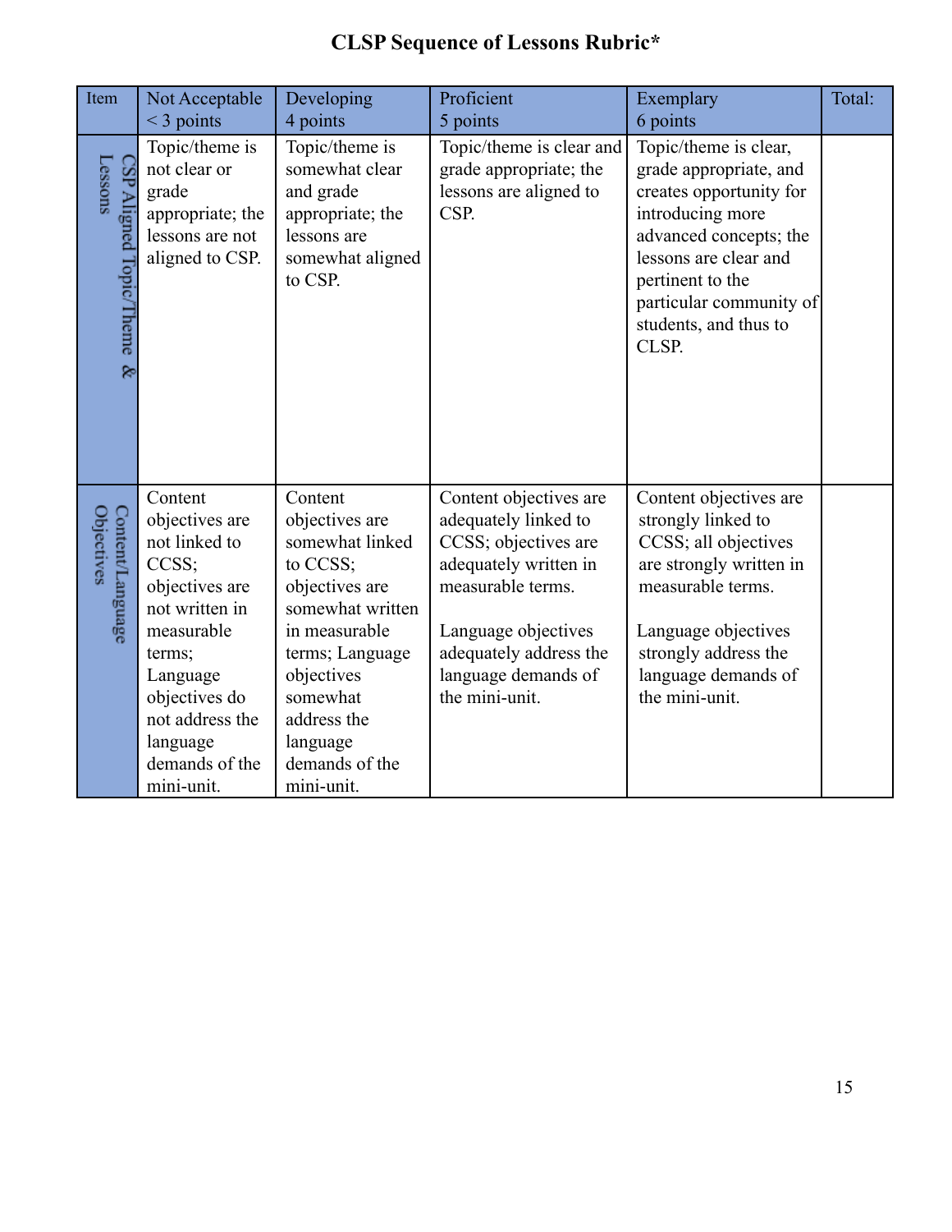# CLSP Sequence of Lessons Rubric*

| Item | Not Acceptable < 3 points | Developing 4 points | Proficient 5 points | Exemplary 6 points | Total: |
| --- | --- | --- | --- | --- | --- |
| CSP Aligned Topic/Theme & Lessons | Topic/theme is not clear or grade appropriate; the lessons are not aligned to CSP. | Topic/theme is somewhat clear and grade appropriate; the lessons are somewhat aligned to CSP. | Topic/theme is clear and grade appropriate; the lessons are aligned to CSP. | Topic/theme is clear, grade appropriate, and creates opportunity for introducing more advanced concepts; the lessons are clear and pertinent to the particular community of students, and thus to CLSP. | |
| Content/Language Objectives | Content objectives are not linked to CCSS; objectives are not written in measurable terms; Language objectives do not address the language demands of the mini-unit. | Content objectives are somewhat linked to CCSS; objectives are somewhat written in measurable terms; Language objectives somewhat address the language demands of the mini-unit. | Content objectives are adequately linked to CCSS; objectives are adequately written in measurable terms.<br><br>Language objectives adequately address the language demands of the mini-unit. | Content objectives are strongly linked to CCSS; all objectives are strongly written in measurable terms.<br><br>Language objectives strongly address the language demands of the mini-unit. | |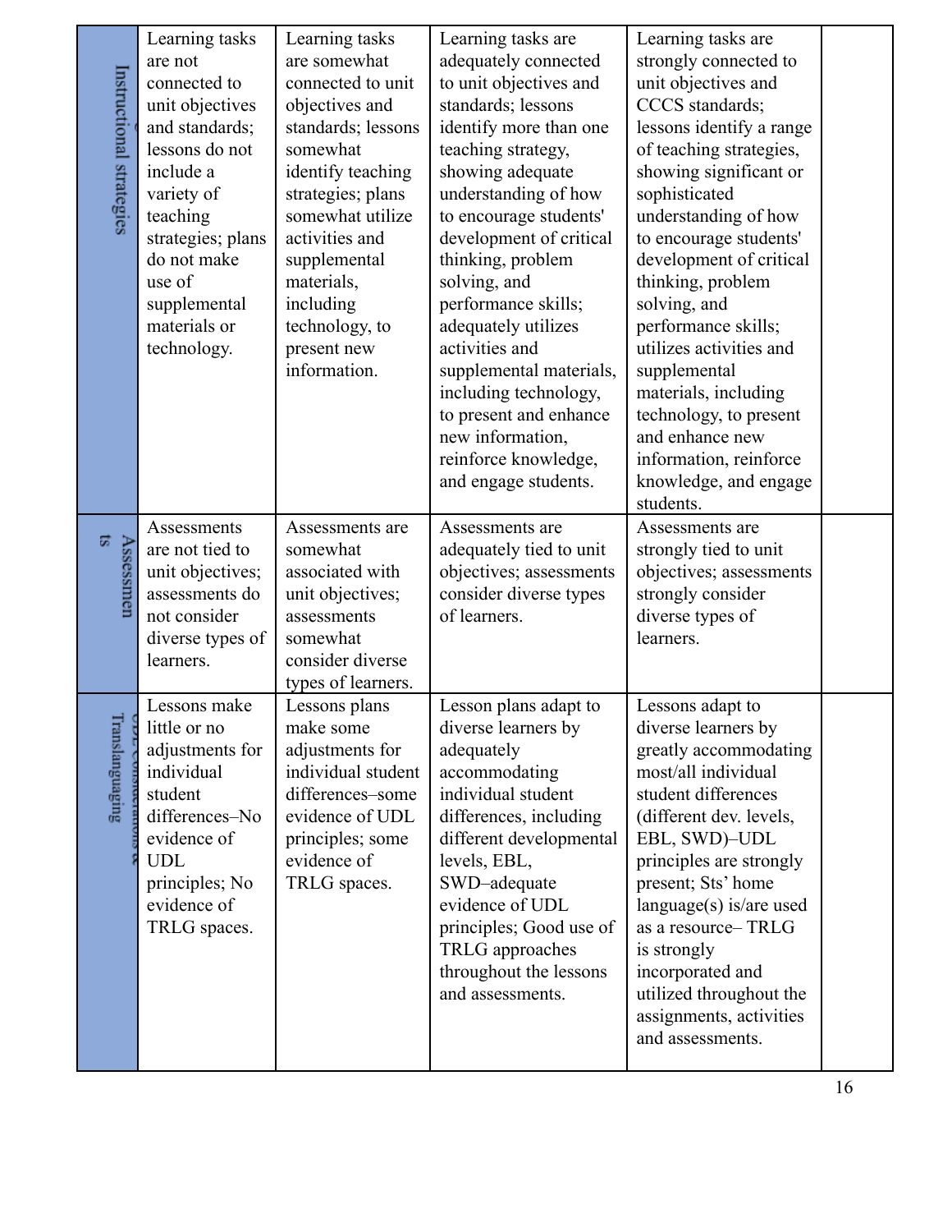| Instructional strategies | Learning tasks are not connected to unit objectives and standards; lessons do not include a variety of teaching strategies; plans do not make use of supplemental materials or technology. | Learning tasks are somewhat connected to unit objectives and standards; lessons somewhat identify teaching strategies; plans somewhat utilize activities and supplemental materials, including technology, to present new information. | Learning tasks are adequately connected to unit objectives and standards; lessons identify more than one teaching strategy, showing adequate understanding of how to encourage students' development of critical thinking, problem solving, and performance skills; adequately utilizes activities and supplemental materials, including technology, to present and enhance new information, reinforce knowledge, and engage students. | Learning tasks are strongly connected to unit objectives and CCCS standards; lessons identify a range of teaching strategies, showing significant or sophisticated understanding of how to encourage students' development of critical thinking, problem solving, and performance skills; utilizes activities and supplemental materials, including technology, to present and enhance new information, reinforce knowledge, and engage students. | |
|---|---|---|---|---|---|
| Assessments | Assessments are not tied to unit objectives; assessments do not consider diverse types of learners. | Assessments are somewhat associated with unit objectives; assessments somewhat consider diverse types of learners. | Assessments are adequately tied to unit objectives; assessments consider diverse types of learners. | Assessments are strongly tied to unit objectives; assessments strongly consider diverse types of learners. | |
| UDL Considerations & Translanguaging | Lessons make little or no adjustments for individual student differences–No evidence of UDL principles; No evidence of TRLG spaces. | Lessons plans make some adjustments for individual student differences–some evidence of UDL principles; some evidence of TRLG spaces. | Lesson plans adapt to diverse learners by adequately accommodating individual student differences, including different developmental levels, EBL, SWD–adequate evidence of UDL principles; Good use of TRLG approaches throughout the lessons and assessments. | Lessons adapt to diverse learners by greatly accommodating most/all individual student differences (different dev. levels, EBL, SWD)–UDL principles are strongly present; Sts' home language(s) is/are used as a resource– TRLG is strongly incorporated and utilized throughout the assignments, activities and assessments. | |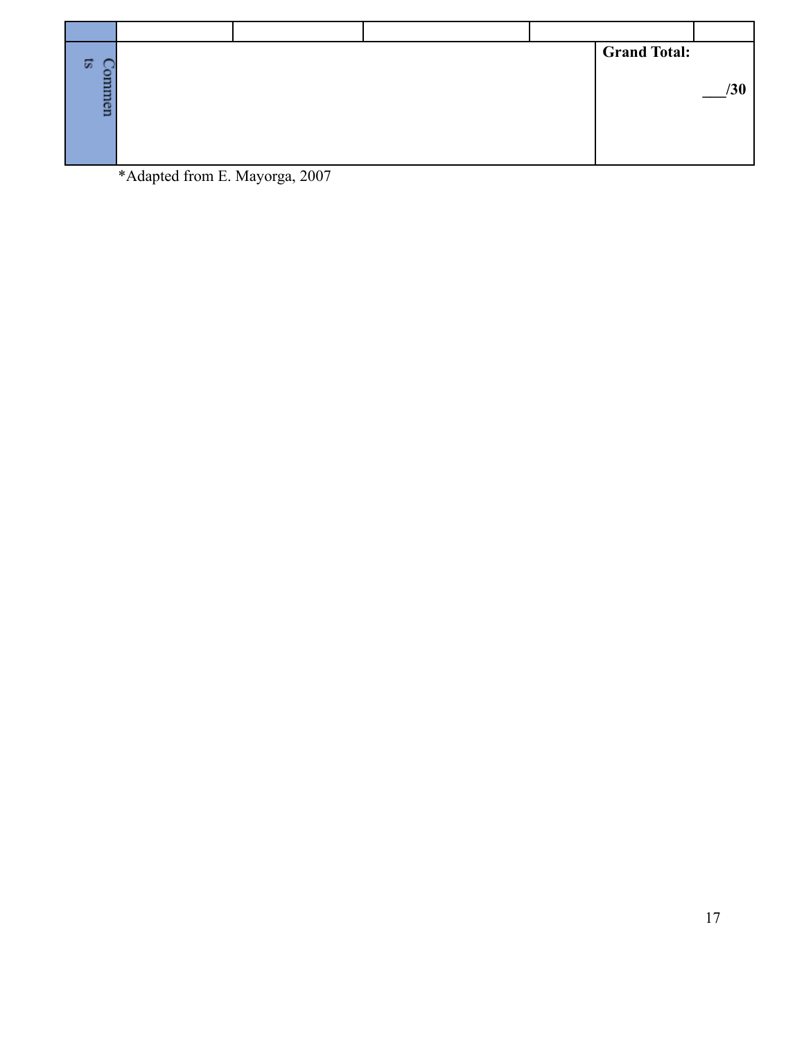| | | | | | |
|---|---|---|---|---|---|
| | | | | | |
| Comments | | | | **Grand Total:** | **___/30** |

*Adapted from E. Mayorga, 2007